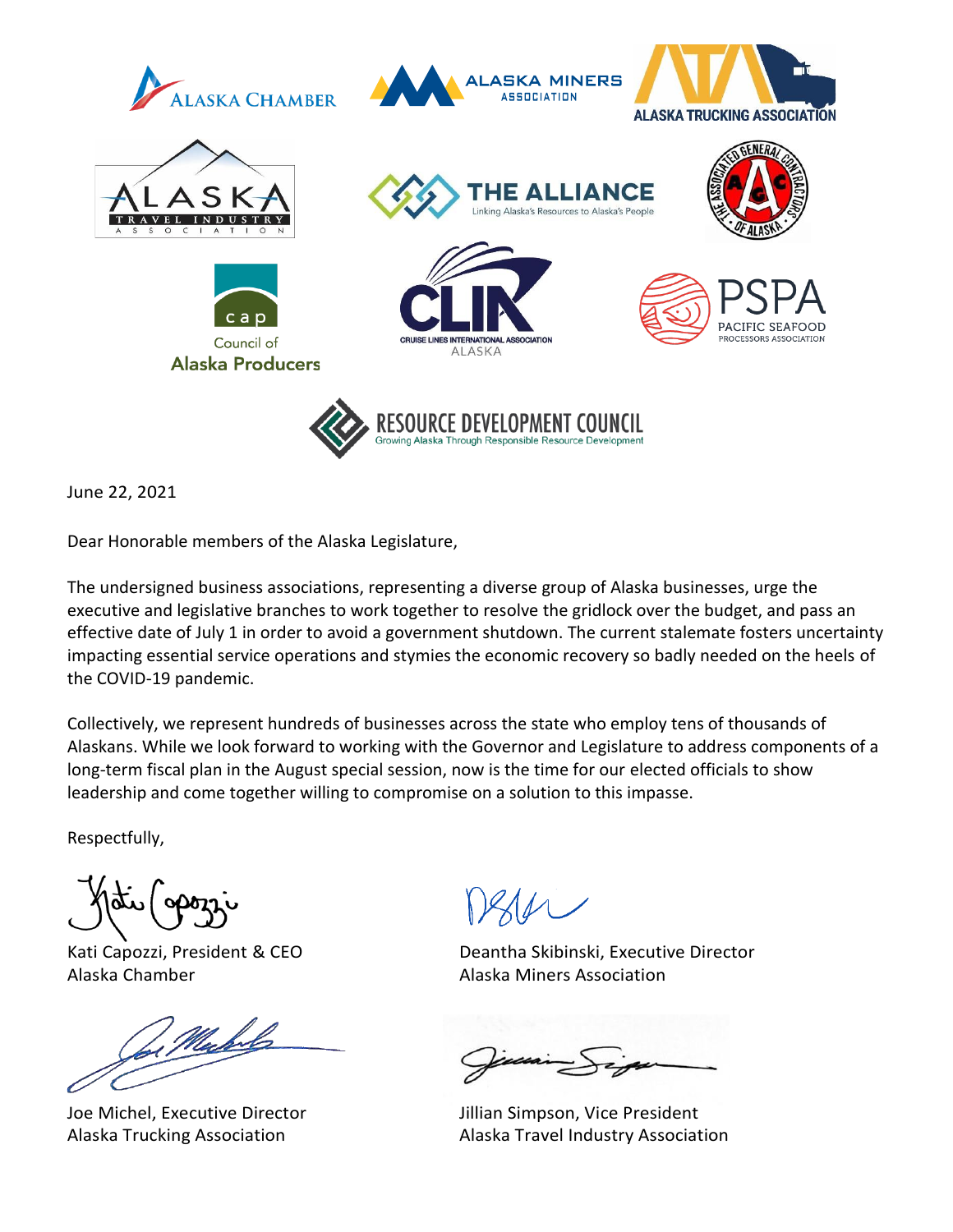June 22, 2021

Dear Honorable members of the Alaska Legislature,

The undersigned business associations, representing a diverse group of Alaska businesses, urge the executive and legislative branches to work together to resolve the gridlock over the budget, and pass an effective date of July 1 in order to avoid a government shutdown. The current stalemate fosters uncertainty impacting essential service operations and stymies the economic recovery so badly needed on the heels of the COVID-19 pandemic.

Collectively, we represent hundreds of businesses across the state who employ tens of thousands of Alaskans. While we look forward to working with the Governor and Legislature to address components of a long-term fiscal plan in the August special session, now is the time for our elected officials to show leadership and come together willing to compromise on a solution to this impasse.

Respectfully,

Kati Capozzi, President & CEO
Alaska Chamber

Deantha Skibinski, Executive Director
Alaska Miners Association

Joe Michel, Executive Director
Alaska Trucking Association

Jillian Simpson, Vice President
Alaska Travel Industry Association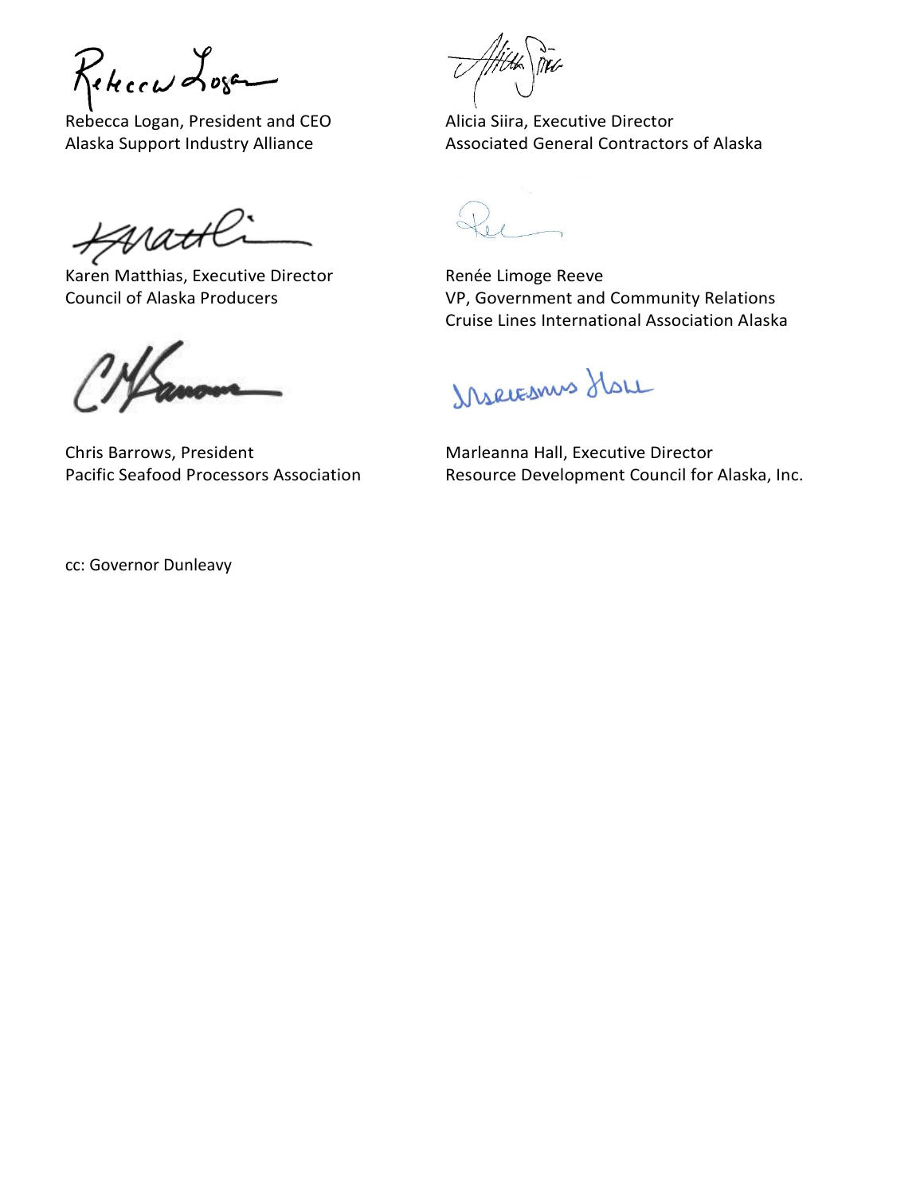Rebecca Logan, President and CEO
Alaska Support Industry Alliance

Alicia Siira, Executive Director
Associated General Contractors of Alaska

Karen Matthias, Executive Director
Council of Alaska Producers

Renée Limoge Reeve
VP, Government and Community Relations
Cruise Lines International Association Alaska

Chris Barrows, President
Pacific Seafood Processors Association

Marleanna Hall, Executive Director
Resource Development Council for Alaska, Inc.

cc: Governor Dunleavy